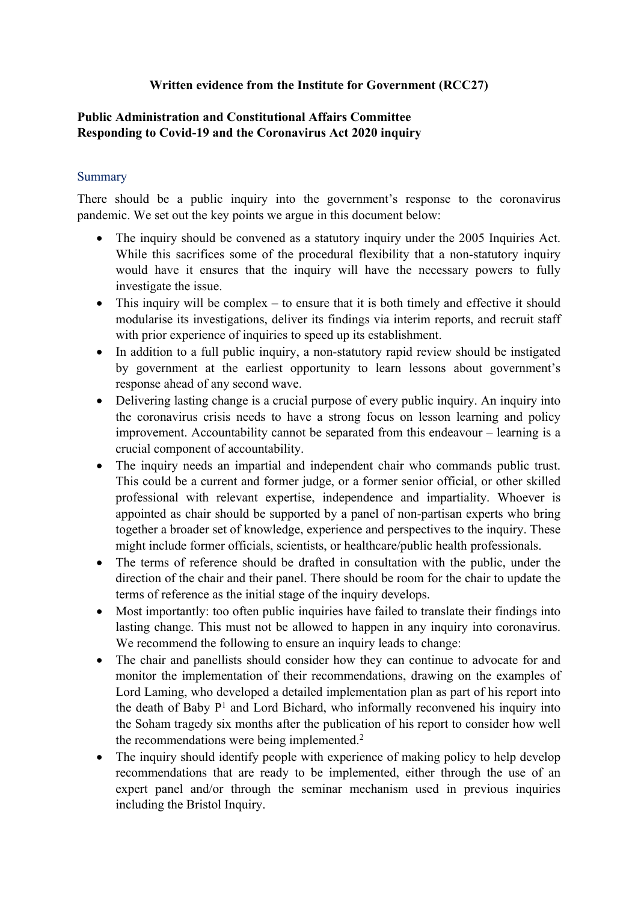**Written evidence from the Institute for Government (RCC27)**

**Public Administration and Constitutional Affairs Committee**
**Responding to Covid-19 and the Coronavirus Act 2020 inquiry**

## Summary

There should be a public inquiry into the government's response to the coronavirus pandemic. We set out the key points we argue in this document below:

- The inquiry should be convened as a statutory inquiry under the 2005 Inquiries Act. While this sacrifices some of the procedural flexibility that a non-statutory inquiry would have it ensures that the inquiry will have the necessary powers to fully investigate the issue.
- This inquiry will be complex – to ensure that it is both timely and effective it should modularise its investigations, deliver its findings via interim reports, and recruit staff with prior experience of inquiries to speed up its establishment.
- In addition to a full public inquiry, a non-statutory rapid review should be instigated by government at the earliest opportunity to learn lessons about government's response ahead of any second wave.
- Delivering lasting change is a crucial purpose of every public inquiry. An inquiry into the coronavirus crisis needs to have a strong focus on lesson learning and policy improvement. Accountability cannot be separated from this endeavour – learning is a crucial component of accountability.
- The inquiry needs an impartial and independent chair who commands public trust. This could be a current and former judge, or a former senior official, or other skilled professional with relevant expertise, independence and impartiality. Whoever is appointed as chair should be supported by a panel of non-partisan experts who bring together a broader set of knowledge, experience and perspectives to the inquiry. These might include former officials, scientists, or healthcare/public health professionals.
- The terms of reference should be drafted in consultation with the public, under the direction of the chair and their panel. There should be room for the chair to update the terms of reference as the initial stage of the inquiry develops.
- Most importantly: too often public inquiries have failed to translate their findings into lasting change. This must not be allowed to happen in any inquiry into coronavirus. We recommend the following to ensure an inquiry leads to change:
- The chair and panellists should consider how they can continue to advocate for and monitor the implementation of their recommendations, drawing on the examples of Lord Laming, who developed a detailed implementation plan as part of his report into the death of Baby P[1] and Lord Bichard, who informally reconvened his inquiry into the Soham tragedy six months after the publication of his report to consider how well the recommendations were being implemented.[2]
- The inquiry should identify people with experience of making policy to help develop recommendations that are ready to be implemented, either through the use of an expert panel and/or through the seminar mechanism used in previous inquiries including the Bristol Inquiry.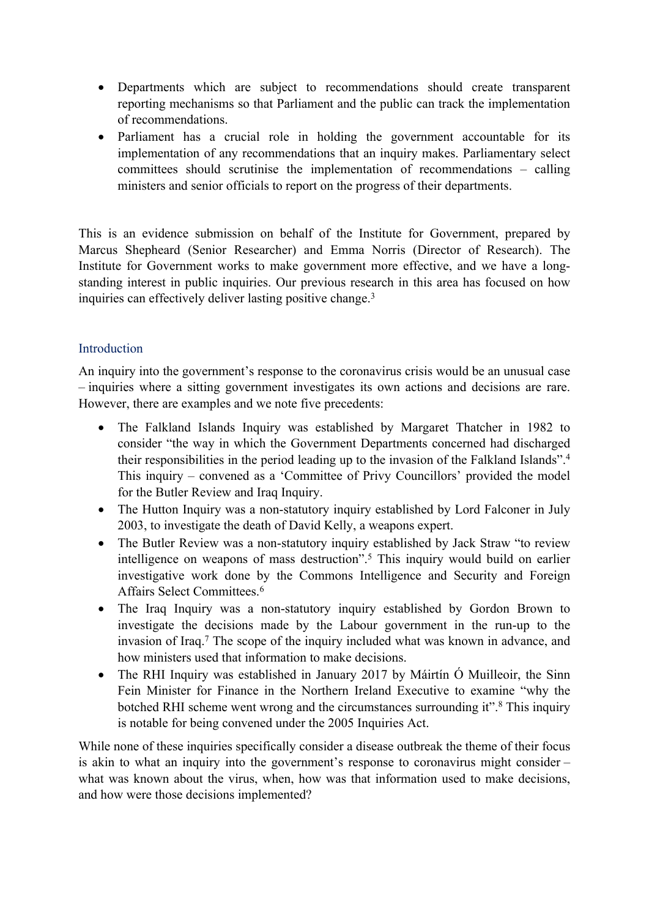- Departments which are subject to recommendations should create transparent reporting mechanisms so that Parliament and the public can track the implementation of recommendations.
- Parliament has a crucial role in holding the government accountable for its implementation of any recommendations that an inquiry makes. Parliamentary select committees should scrutinise the implementation of recommendations – calling ministers and senior officials to report on the progress of their departments.

This is an evidence submission on behalf of the Institute for Government, prepared by Marcus Shepheard (Senior Researcher) and Emma Norris (Director of Research). The Institute for Government works to make government more effective, and we have a long-standing interest in public inquiries. Our previous research in this area has focused on how inquiries can effectively deliver lasting positive change.[3]

## Introduction

An inquiry into the government's response to the coronavirus crisis would be an unusual case – inquiries where a sitting government investigates its own actions and decisions are rare. However, there are examples and we note five precedents:

- The Falkland Islands Inquiry was established by Margaret Thatcher in 1982 to consider "the way in which the Government Departments concerned had discharged their responsibilities in the period leading up to the invasion of the Falkland Islands".[4] This inquiry – convened as a 'Committee of Privy Councillors' provided the model for the Butler Review and Iraq Inquiry.
- The Hutton Inquiry was a non-statutory inquiry established by Lord Falconer in July 2003, to investigate the death of David Kelly, a weapons expert.
- The Butler Review was a non-statutory inquiry established by Jack Straw "to review intelligence on weapons of mass destruction".[5] This inquiry would build on earlier investigative work done by the Commons Intelligence and Security and Foreign Affairs Select Committees.[6]
- The Iraq Inquiry was a non-statutory inquiry established by Gordon Brown to investigate the decisions made by the Labour government in the run-up to the invasion of Iraq.[7] The scope of the inquiry included what was known in advance, and how ministers used that information to make decisions.
- The RHI Inquiry was established in January 2017 by Máirtín Ó Muilleoir, the Sinn Fein Minister for Finance in the Northern Ireland Executive to examine "why the botched RHI scheme went wrong and the circumstances surrounding it".[8] This inquiry is notable for being convened under the 2005 Inquiries Act.

While none of these inquiries specifically consider a disease outbreak the theme of their focus is akin to what an inquiry into the government's response to coronavirus might consider – what was known about the virus, when, how was that information used to make decisions, and how were those decisions implemented?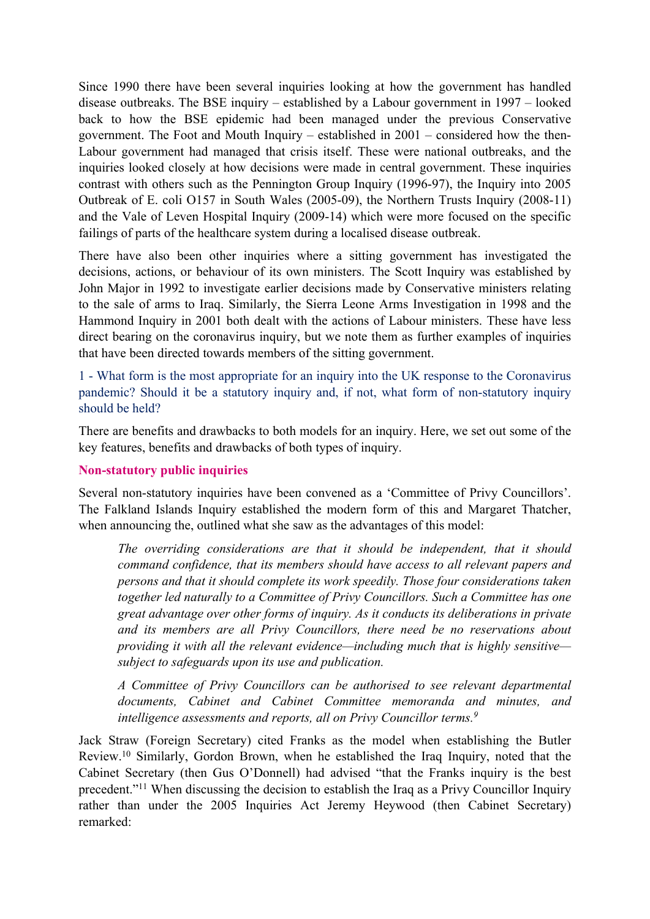Since 1990 there have been several inquiries looking at how the government has handled disease outbreaks. The BSE inquiry – established by a Labour government in 1997 – looked back to how the BSE epidemic had been managed under the previous Conservative government. The Foot and Mouth Inquiry – established in 2001 – considered how the then-Labour government had managed that crisis itself. These were national outbreaks, and the inquiries looked closely at how decisions were made in central government. These inquiries contrast with others such as the Pennington Group Inquiry (1996-97), the Inquiry into 2005 Outbreak of E. coli O157 in South Wales (2005-09), the Northern Trusts Inquiry (2008-11) and the Vale of Leven Hospital Inquiry (2009-14) which were more focused on the specific failings of parts of the healthcare system during a localised disease outbreak.

There have also been other inquiries where a sitting government has investigated the decisions, actions, or behaviour of its own ministers. The Scott Inquiry was established by John Major in 1992 to investigate earlier decisions made by Conservative ministers relating to the sale of arms to Iraq. Similarly, the Sierra Leone Arms Investigation in 1998 and the Hammond Inquiry in 2001 both dealt with the actions of Labour ministers. These have less direct bearing on the coronavirus inquiry, but we note them as further examples of inquiries that have been directed towards members of the sitting government.

### 1 - What form is the most appropriate for an inquiry into the UK response to the Coronavirus pandemic? Should it be a statutory inquiry and, if not, what form of non-statutory inquiry should be held?

There are benefits and drawbacks to both models for an inquiry. Here, we set out some of the key features, benefits and drawbacks of both types of inquiry.

#### Non-statutory public inquiries

Several non-statutory inquiries have been convened as a 'Committee of Privy Councillors'. The Falkland Islands Inquiry established the modern form of this and Margaret Thatcher, when announcing the, outlined what she saw as the advantages of this model:

> *The overriding considerations are that it should be independent, that it should command confidence, that its members should have access to all relevant papers and persons and that it should complete its work speedily. Those four considerations taken together led naturally to a Committee of Privy Councillors. Such a Committee has one great advantage over other forms of inquiry. As it conducts its deliberations in private and its members are all Privy Councillors, there need be no reservations about providing it with all the relevant evidence—including much that is highly sensitive—subject to safeguards upon its use and publication.*
>
> *A Committee of Privy Councillors can be authorised to see relevant departmental documents, Cabinet and Cabinet Committee memoranda and minutes, and intelligence assessments and reports, all on Privy Councillor terms.*[9]

Jack Straw (Foreign Secretary) cited Franks as the model when establishing the Butler Review.[10] Similarly, Gordon Brown, when he established the Iraq Inquiry, noted that the Cabinet Secretary (then Gus O'Donnell) had advised "that the Franks inquiry is the best precedent."[11] When discussing the decision to establish the Iraq as a Privy Councillor Inquiry rather than under the 2005 Inquiries Act Jeremy Heywood (then Cabinet Secretary) remarked: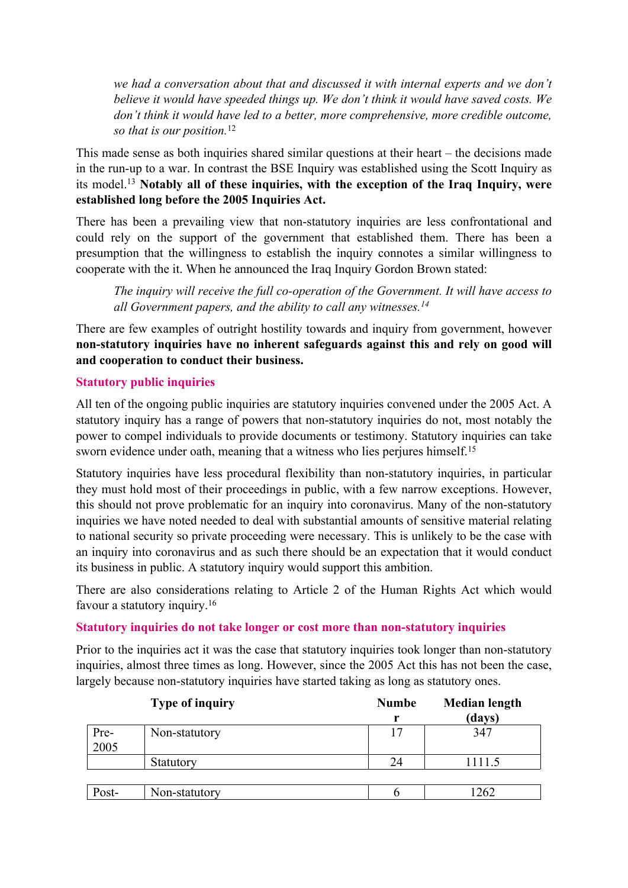> *we had a conversation about that and discussed it with internal experts and we don't believe it would have speeded things up. We don't think it would have saved costs. We don't think it would have led to a better, more comprehensive, more credible outcome, so that is our position.*[12]

This made sense as both inquiries shared similar questions at their heart – the decisions made in the run-up to a war. In contrast the BSE Inquiry was established using the Scott Inquiry as its model.[13] **Notably all of these inquiries, with the exception of the Iraq Inquiry, were established long before the 2005 Inquiries Act.**

There has been a prevailing view that non-statutory inquiries are less confrontational and could rely on the support of the government that established them. There has been a presumption that the willingness to establish the inquiry connotes a similar willingness to cooperate with the it. When he announced the Iraq Inquiry Gordon Brown stated:

> *The inquiry will receive the full co-operation of the Government. It will have access to all Government papers, and the ability to call any witnesses.*[14]

There are few examples of outright hostility towards and inquiry from government, however **non-statutory inquiries have no inherent safeguards against this and rely on good will and cooperation to conduct their business.**

### Statutory public inquiries

All ten of the ongoing public inquiries are statutory inquiries convened under the 2005 Act. A statutory inquiry has a range of powers that non-statutory inquiries do not, most notably the power to compel individuals to provide documents or testimony. Statutory inquiries can take sworn evidence under oath, meaning that a witness who lies perjures himself.[15]

Statutory inquiries have less procedural flexibility than non-statutory inquiries, in particular they must hold most of their proceedings in public, with a few narrow exceptions. However, this should not prove problematic for an inquiry into coronavirus. Many of the non-statutory inquiries we have noted needed to deal with substantial amounts of sensitive material relating to national security so private proceeding were necessary. This is unlikely to be the case with an inquiry into coronavirus and as such there should be an expectation that it would conduct its business in public. A statutory inquiry would support this ambition.

There are also considerations relating to Article 2 of the Human Rights Act which would favour a statutory inquiry.[16]

### Statutory inquiries do not take longer or cost more than non-statutory inquiries

Prior to the inquiries act it was the case that statutory inquiries took longer than non-statutory inquiries, almost three times as long. However, since the 2005 Act this has not been the case, largely because non-statutory inquiries have started taking as long as statutory ones.

| | Type of inquiry | Number | Median length (days) |
|---|---|---|---|
| Pre-2005 | Non-statutory | 17 | 347 |
| | Statutory | 24 | 1111.5 |
| Post- | Non-statutory | 6 | 1262 |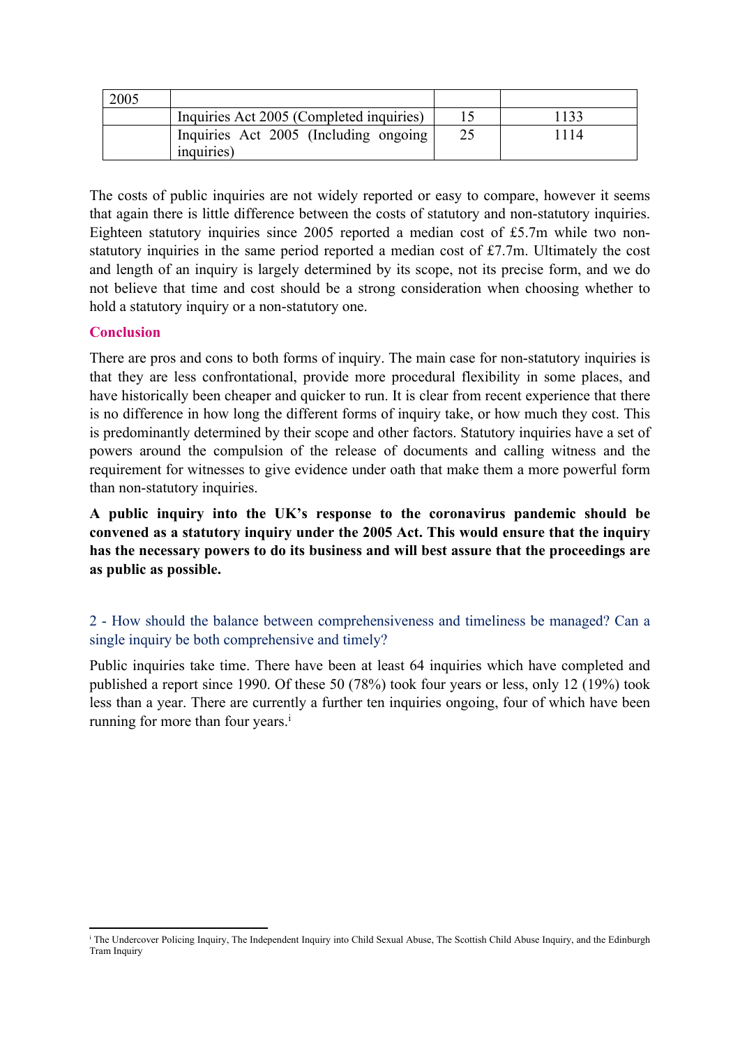| 2005 | | | |
|---|---|---|---|
| | Inquiries Act 2005 (Completed inquiries) | 15 | 1133 |
| | Inquiries Act 2005 (Including ongoing inquiries) | 25 | 1114 |

The costs of public inquiries are not widely reported or easy to compare, however it seems that again there is little difference between the costs of statutory and non-statutory inquiries. Eighteen statutory inquiries since 2005 reported a median cost of £5.7m while two non-statutory inquiries in the same period reported a median cost of £7.7m. Ultimately the cost and length of an inquiry is largely determined by its scope, not its precise form, and we do not believe that time and cost should be a strong consideration when choosing whether to hold a statutory inquiry or a non-statutory one.

### Conclusion

There are pros and cons to both forms of inquiry. The main case for non-statutory inquiries is that they are less confrontational, provide more procedural flexibility in some places, and have historically been cheaper and quicker to run. It is clear from recent experience that there is no difference in how long the different forms of inquiry take, or how much they cost. This is predominantly determined by their scope and other factors. Statutory inquiries have a set of powers around the compulsion of the release of documents and calling witness and the requirement for witnesses to give evidence under oath that make them a more powerful form than non-statutory inquiries.

**A public inquiry into the UK's response to the coronavirus pandemic should be convened as a statutory inquiry under the 2005 Act. This would ensure that the inquiry has the necessary powers to do its business and will best assure that the proceedings are as public as possible.**

## 2 - How should the balance between comprehensiveness and timeliness be managed? Can a single inquiry be both comprehensive and timely?

Public inquiries take time. There have been at least 64 inquiries which have completed and published a report since 1990. Of these 50 (78%) took four years or less, only 12 (19%) took less than a year. There are currently a further ten inquiries ongoing, four of which have been running for more than four years.[i]

[i] The Undercover Policing Inquiry, The Independent Inquiry into Child Sexual Abuse, The Scottish Child Abuse Inquiry, and the Edinburgh Tram Inquiry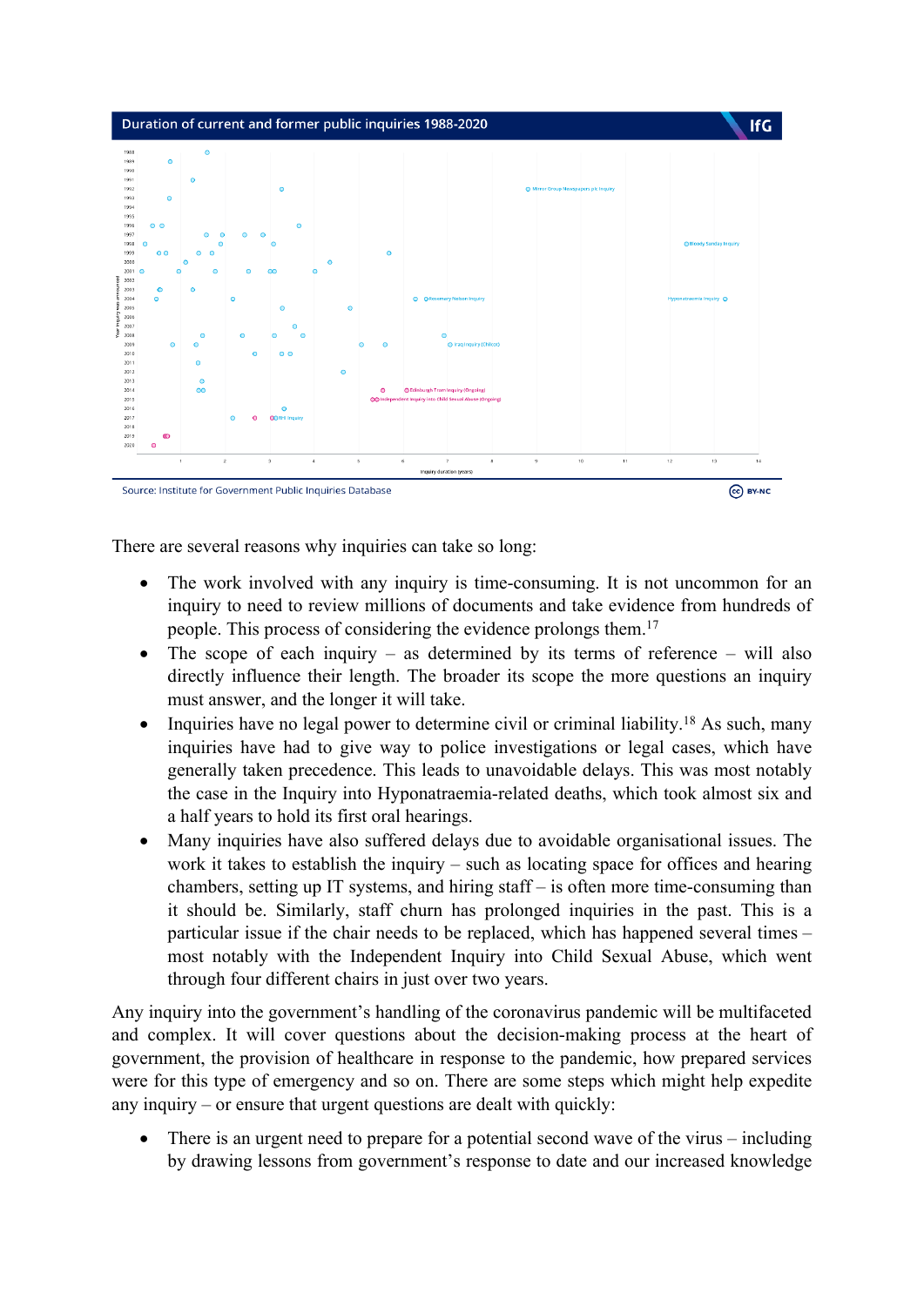**Duration of current and former public inquiries 1988-2020**

Source: Institute for Government Public Inquiries Database

There are several reasons why inquiries can take so long:

- The work involved with any inquiry is time-consuming. It is not uncommon for an inquiry to need to review millions of documents and take evidence from hundreds of people. This process of considering the evidence prolongs them.[17]
- The scope of each inquiry – as determined by its terms of reference – will also directly influence their length. The broader its scope the more questions an inquiry must answer, and the longer it will take.
- Inquiries have no legal power to determine civil or criminal liability.[18] As such, many inquiries have had to give way to police investigations or legal cases, which have generally taken precedence. This leads to unavoidable delays. This was most notably the case in the Inquiry into Hyponatraemia-related deaths, which took almost six and a half years to hold its first oral hearings.
- Many inquiries have also suffered delays due to avoidable organisational issues. The work it takes to establish the inquiry – such as locating space for offices and hearing chambers, setting up IT systems, and hiring staff – is often more time-consuming than it should be. Similarly, staff churn has prolonged inquiries in the past. This is a particular issue if the chair needs to be replaced, which has happened several times – most notably with the Independent Inquiry into Child Sexual Abuse, which went through four different chairs in just over two years.

Any inquiry into the government's handling of the coronavirus pandemic will be multifaceted and complex. It will cover questions about the decision-making process at the heart of government, the provision of healthcare in response to the pandemic, how prepared services were for this type of emergency and so on. There are some steps which might help expedite any inquiry – or ensure that urgent questions are dealt with quickly:

- There is an urgent need to prepare for a potential second wave of the virus – including by drawing lessons from government's response to date and our increased knowledge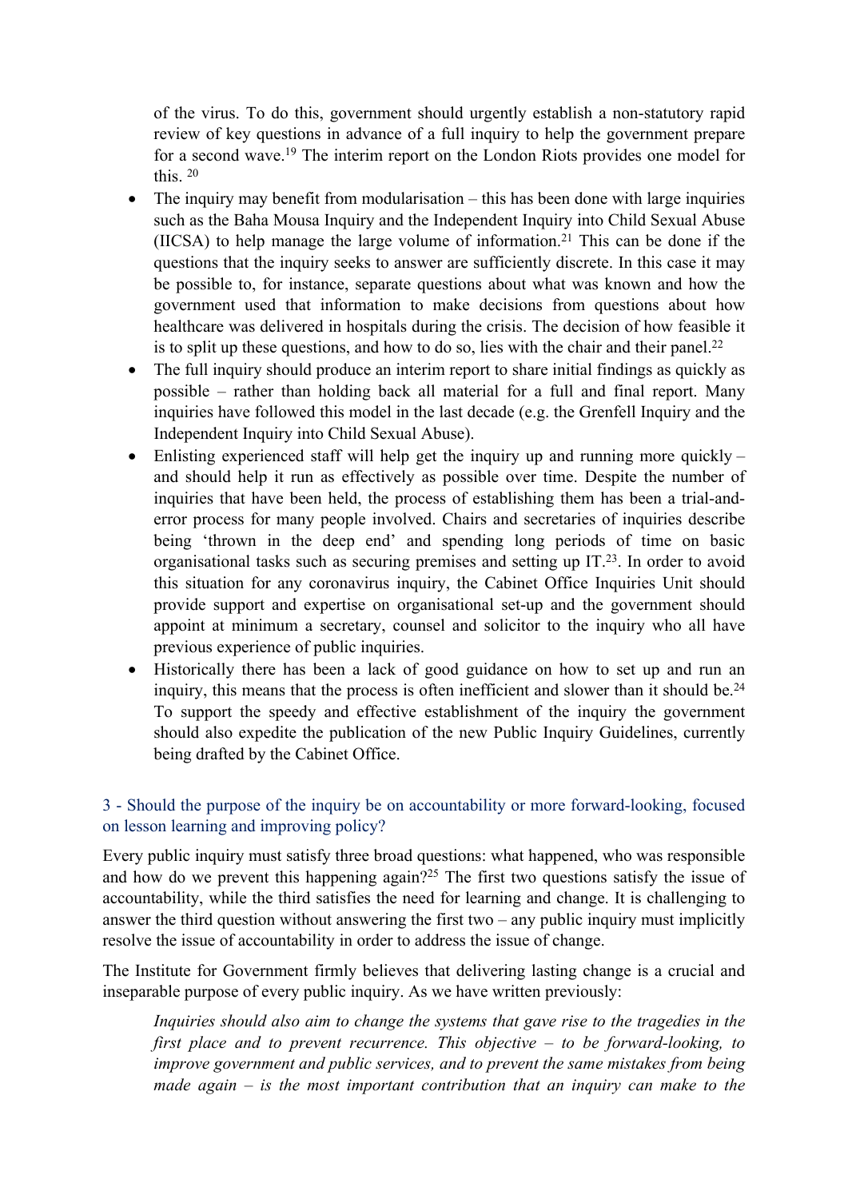of the virus. To do this, government should urgently establish a non-statutory rapid review of key questions in advance of a full inquiry to help the government prepare for a second wave.[19] The interim report on the London Riots provides one model for this. [20]

- The inquiry may benefit from modularisation – this has been done with large inquiries such as the Baha Mousa Inquiry and the Independent Inquiry into Child Sexual Abuse (IICSA) to help manage the large volume of information.[21] This can be done if the questions that the inquiry seeks to answer are sufficiently discrete. In this case it may be possible to, for instance, separate questions about what was known and how the government used that information to make decisions from questions about how healthcare was delivered in hospitals during the crisis. The decision of how feasible it is to split up these questions, and how to do so, lies with the chair and their panel.[22]
- The full inquiry should produce an interim report to share initial findings as quickly as possible – rather than holding back all material for a full and final report. Many inquiries have followed this model in the last decade (e.g. the Grenfell Inquiry and the Independent Inquiry into Child Sexual Abuse).
- Enlisting experienced staff will help get the inquiry up and running more quickly – and should help it run as effectively as possible over time. Despite the number of inquiries that have been held, the process of establishing them has been a trial-and-error process for many people involved. Chairs and secretaries of inquiries describe being 'thrown in the deep end' and spending long periods of time on basic organisational tasks such as securing premises and setting up IT.[23]. In order to avoid this situation for any coronavirus inquiry, the Cabinet Office Inquiries Unit should provide support and expertise on organisational set-up and the government should appoint at minimum a secretary, counsel and solicitor to the inquiry who all have previous experience of public inquiries.
- Historically there has been a lack of good guidance on how to set up and run an inquiry, this means that the process is often inefficient and slower than it should be.[24] To support the speedy and effective establishment of the inquiry the government should also expedite the publication of the new Public Inquiry Guidelines, currently being drafted by the Cabinet Office.

### 3 - Should the purpose of the inquiry be on accountability or more forward-looking, focused on lesson learning and improving policy?

Every public inquiry must satisfy three broad questions: what happened, who was responsible and how do we prevent this happening again?[25] The first two questions satisfy the issue of accountability, while the third satisfies the need for learning and change. It is challenging to answer the third question without answering the first two – any public inquiry must implicitly resolve the issue of accountability in order to address the issue of change.

The Institute for Government firmly believes that delivering lasting change is a crucial and inseparable purpose of every public inquiry. As we have written previously:

> *Inquiries should also aim to change the systems that gave rise to the tragedies in the first place and to prevent recurrence. This objective – to be forward-looking, to improve government and public services, and to prevent the same mistakes from being made again – is the most important contribution that an inquiry can make to the*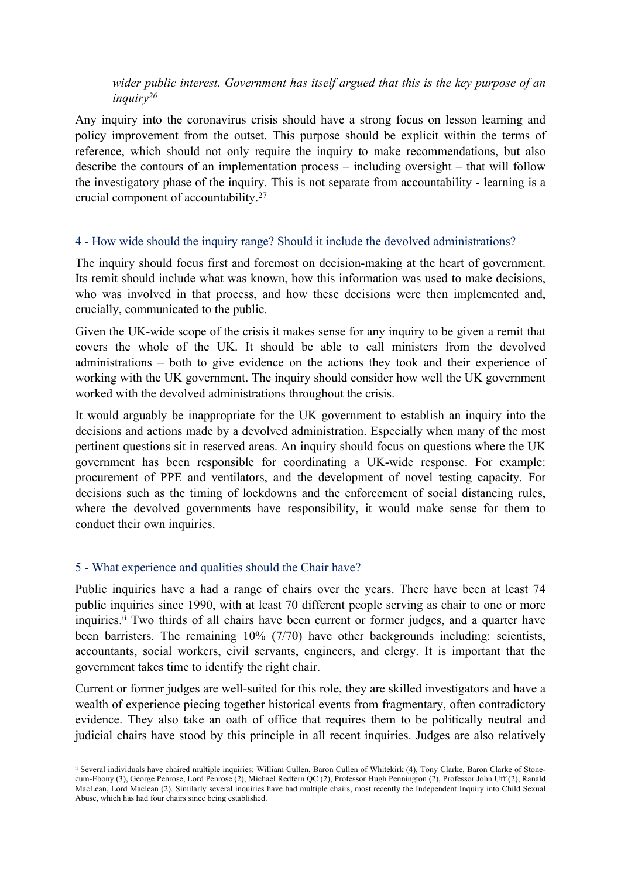*wider public interest. Government has itself argued that this is the key purpose of an inquiry*[26]

Any inquiry into the coronavirus crisis should have a strong focus on lesson learning and policy improvement from the outset. This purpose should be explicit within the terms of reference, which should not only require the inquiry to make recommendations, but also describe the contours of an implementation process – including oversight – that will follow the investigatory phase of the inquiry. This is not separate from accountability - learning is a crucial component of accountability.[27]

## 4 - How wide should the inquiry range? Should it include the devolved administrations?

The inquiry should focus first and foremost on decision-making at the heart of government. Its remit should include what was known, how this information was used to make decisions, who was involved in that process, and how these decisions were then implemented and, crucially, communicated to the public.

Given the UK-wide scope of the crisis it makes sense for any inquiry to be given a remit that covers the whole of the UK. It should be able to call ministers from the devolved administrations – both to give evidence on the actions they took and their experience of working with the UK government. The inquiry should consider how well the UK government worked with the devolved administrations throughout the crisis.

It would arguably be inappropriate for the UK government to establish an inquiry into the decisions and actions made by a devolved administration. Especially when many of the most pertinent questions sit in reserved areas. An inquiry should focus on questions where the UK government has been responsible for coordinating a UK-wide response. For example: procurement of PPE and ventilators, and the development of novel testing capacity. For decisions such as the timing of lockdowns and the enforcement of social distancing rules, where the devolved governments have responsibility, it would make sense for them to conduct their own inquiries.

## 5 - What experience and qualities should the Chair have?

Public inquiries have a had a range of chairs over the years. There have been at least 74 public inquiries since 1990, with at least 70 different people serving as chair to one or more inquiries.[ii] Two thirds of all chairs have been current or former judges, and a quarter have been barristers. The remaining 10% (7/70) have other backgrounds including: scientists, accountants, social workers, civil servants, engineers, and clergy. It is important that the government takes time to identify the right chair.

Current or former judges are well-suited for this role, they are skilled investigators and have a wealth of experience piecing together historical events from fragmentary, often contradictory evidence. They also take an oath of office that requires them to be politically neutral and judicial chairs have stood by this principle in all recent inquiries. Judges are also relatively

---

[ii] Several individuals have chaired multiple inquiries: William Cullen, Baron Cullen of Whitekirk (4), Tony Clarke, Baron Clarke of Stone-cum-Ebony (3), George Penrose, Lord Penrose (2), Michael Redfern QC (2), Professor Hugh Pennington (2), Professor John Uff (2), Ranald MacLean, Lord Maclean (2). Similarly several inquiries have had multiple chairs, most recently the Independent Inquiry into Child Sexual Abuse, which has had four chairs since being established.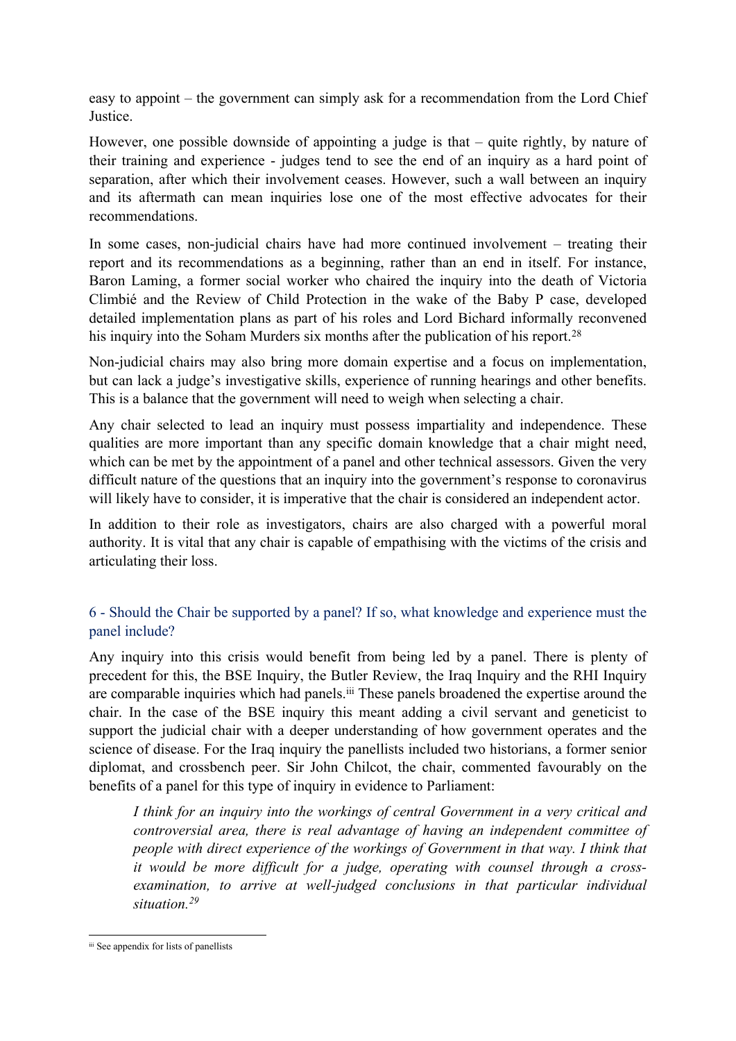easy to appoint – the government can simply ask for a recommendation from the Lord Chief Justice.

However, one possible downside of appointing a judge is that – quite rightly, by nature of their training and experience - judges tend to see the end of an inquiry as a hard point of separation, after which their involvement ceases. However, such a wall between an inquiry and its aftermath can mean inquiries lose one of the most effective advocates for their recommendations.

In some cases, non-judicial chairs have had more continued involvement – treating their report and its recommendations as a beginning, rather than an end in itself. For instance, Baron Laming, a former social worker who chaired the inquiry into the death of Victoria Climbié and the Review of Child Protection in the wake of the Baby P case, developed detailed implementation plans as part of his roles and Lord Bichard informally reconvened his inquiry into the Soham Murders six months after the publication of his report.[28]

Non-judicial chairs may also bring more domain expertise and a focus on implementation, but can lack a judge's investigative skills, experience of running hearings and other benefits. This is a balance that the government will need to weigh when selecting a chair.

Any chair selected to lead an inquiry must possess impartiality and independence. These qualities are more important than any specific domain knowledge that a chair might need, which can be met by the appointment of a panel and other technical assessors. Given the very difficult nature of the questions that an inquiry into the government's response to coronavirus will likely have to consider, it is imperative that the chair is considered an independent actor.

In addition to their role as investigators, chairs are also charged with a powerful moral authority. It is vital that any chair is capable of empathising with the victims of the crisis and articulating their loss.

## 6 - Should the Chair be supported by a panel? If so, what knowledge and experience must the panel include?

Any inquiry into this crisis would benefit from being led by a panel. There is plenty of precedent for this, the BSE Inquiry, the Butler Review, the Iraq Inquiry and the RHI Inquiry are comparable inquiries which had panels.[iii] These panels broadened the expertise around the chair. In the case of the BSE inquiry this meant adding a civil servant and geneticist to support the judicial chair with a deeper understanding of how government operates and the science of disease. For the Iraq inquiry the panellists included two historians, a former senior diplomat, and crossbench peer. Sir John Chilcot, the chair, commented favourably on the benefits of a panel for this type of inquiry in evidence to Parliament:

> *I think for an inquiry into the workings of central Government in a very critical and controversial area, there is real advantage of having an independent committee of people with direct experience of the workings of Government in that way. I think that it would be more difficult for a judge, operating with counsel through a cross-examination, to arrive at well-judged conclusions in that particular individual situation.*[29]

---

[iii] See appendix for lists of panellists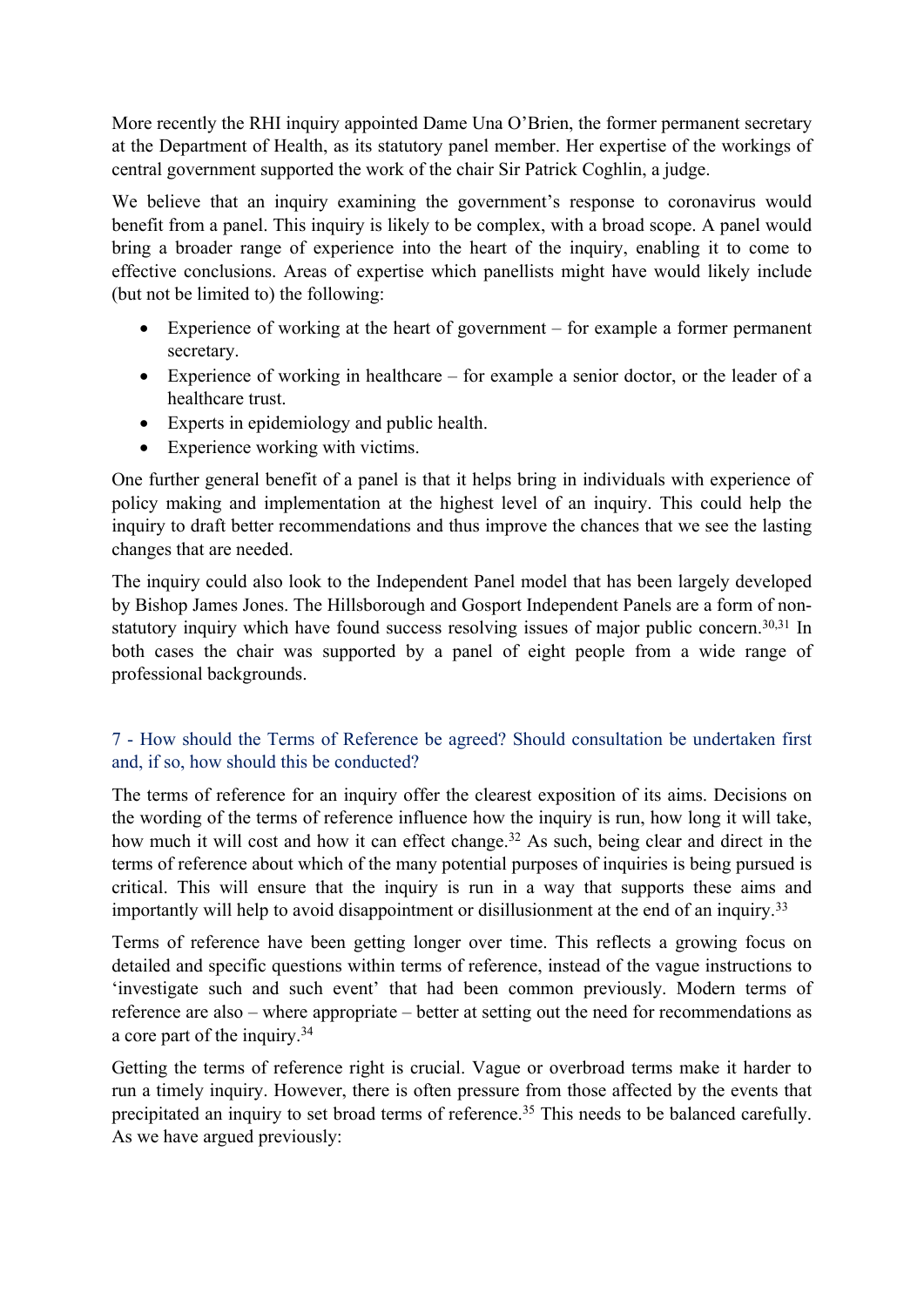More recently the RHI inquiry appointed Dame Una O'Brien, the former permanent secretary at the Department of Health, as its statutory panel member. Her expertise of the workings of central government supported the work of the chair Sir Patrick Coghlin, a judge.

We believe that an inquiry examining the government's response to coronavirus would benefit from a panel. This inquiry is likely to be complex, with a broad scope. A panel would bring a broader range of experience into the heart of the inquiry, enabling it to come to effective conclusions. Areas of expertise which panellists might have would likely include (but not be limited to) the following:

- Experience of working at the heart of government – for example a former permanent secretary.
- Experience of working in healthcare – for example a senior doctor, or the leader of a healthcare trust.
- Experts in epidemiology and public health.
- Experience working with victims.

One further general benefit of a panel is that it helps bring in individuals with experience of policy making and implementation at the highest level of an inquiry. This could help the inquiry to draft better recommendations and thus improve the chances that we see the lasting changes that are needed.

The inquiry could also look to the Independent Panel model that has been largely developed by Bishop James Jones. The Hillsborough and Gosport Independent Panels are a form of non-statutory inquiry which have found success resolving issues of major public concern.[30,31] In both cases the chair was supported by a panel of eight people from a wide range of professional backgrounds.

## 7 - How should the Terms of Reference be agreed? Should consultation be undertaken first and, if so, how should this be conducted?

The terms of reference for an inquiry offer the clearest exposition of its aims. Decisions on the wording of the terms of reference influence how the inquiry is run, how long it will take, how much it will cost and how it can effect change.[32] As such, being clear and direct in the terms of reference about which of the many potential purposes of inquiries is being pursued is critical. This will ensure that the inquiry is run in a way that supports these aims and importantly will help to avoid disappointment or disillusionment at the end of an inquiry.[33]

Terms of reference have been getting longer over time. This reflects a growing focus on detailed and specific questions within terms of reference, instead of the vague instructions to 'investigate such and such event' that had been common previously. Modern terms of reference are also – where appropriate – better at setting out the need for recommendations as a core part of the inquiry.[34]

Getting the terms of reference right is crucial. Vague or overbroad terms make it harder to run a timely inquiry. However, there is often pressure from those affected by the events that precipitated an inquiry to set broad terms of reference.[35] This needs to be balanced carefully. As we have argued previously: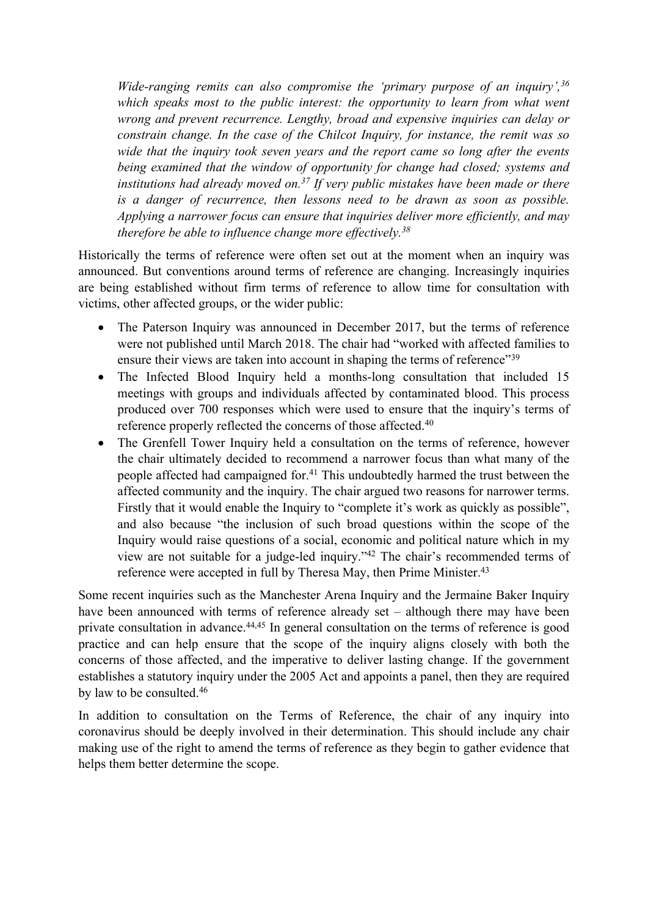*Wide-ranging remits can also compromise the 'primary purpose of an inquiry',[36] which speaks most to the public interest: the opportunity to learn from what went wrong and prevent recurrence. Lengthy, broad and expensive inquiries can delay or constrain change. In the case of the Chilcot Inquiry, for instance, the remit was so wide that the inquiry took seven years and the report came so long after the events being examined that the window of opportunity for change had closed; systems and institutions had already moved on.[37] If very public mistakes have been made or there is a danger of recurrence, then lessons need to be drawn as soon as possible. Applying a narrower focus can ensure that inquiries deliver more efficiently, and may therefore be able to influence change more effectively.[38]*

Historically the terms of reference were often set out at the moment when an inquiry was announced. But conventions around terms of reference are changing. Increasingly inquiries are being established without firm terms of reference to allow time for consultation with victims, other affected groups, or the wider public:

- The Paterson Inquiry was announced in December 2017, but the terms of reference were not published until March 2018. The chair had "worked with affected families to ensure their views are taken into account in shaping the terms of reference"[39]
- The Infected Blood Inquiry held a months-long consultation that included 15 meetings with groups and individuals affected by contaminated blood. This process produced over 700 responses which were used to ensure that the inquiry's terms of reference properly reflected the concerns of those affected.[40]
- The Grenfell Tower Inquiry held a consultation on the terms of reference, however the chair ultimately decided to recommend a narrower focus than what many of the people affected had campaigned for.[41] This undoubtedly harmed the trust between the affected community and the inquiry. The chair argued two reasons for narrower terms. Firstly that it would enable the Inquiry to "complete it's work as quickly as possible", and also because "the inclusion of such broad questions within the scope of the Inquiry would raise questions of a social, economic and political nature which in my view are not suitable for a judge-led inquiry."[42] The chair's recommended terms of reference were accepted in full by Theresa May, then Prime Minister.[43]

Some recent inquiries such as the Manchester Arena Inquiry and the Jermaine Baker Inquiry have been announced with terms of reference already set – although there may have been private consultation in advance.[44,45] In general consultation on the terms of reference is good practice and can help ensure that the scope of the inquiry aligns closely with both the concerns of those affected, and the imperative to deliver lasting change. If the government establishes a statutory inquiry under the 2005 Act and appoints a panel, then they are required by law to be consulted.[46]

In addition to consultation on the Terms of Reference, the chair of any inquiry into coronavirus should be deeply involved in their determination. This should include any chair making use of the right to amend the terms of reference as they begin to gather evidence that helps them better determine the scope.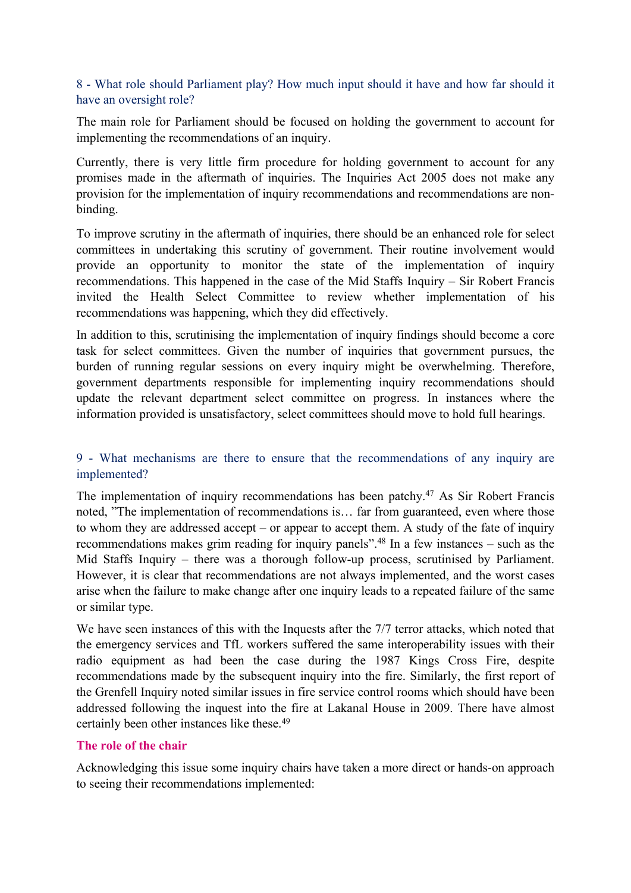### 8 - What role should Parliament play? How much input should it have and how far should it have an oversight role?

The main role for Parliament should be focused on holding the government to account for implementing the recommendations of an inquiry.

Currently, there is very little firm procedure for holding government to account for any promises made in the aftermath of inquiries. The Inquiries Act 2005 does not make any provision for the implementation of inquiry recommendations and recommendations are non-binding.

To improve scrutiny in the aftermath of inquiries, there should be an enhanced role for select committees in undertaking this scrutiny of government. Their routine involvement would provide an opportunity to monitor the state of the implementation of inquiry recommendations. This happened in the case of the Mid Staffs Inquiry – Sir Robert Francis invited the Health Select Committee to review whether implementation of his recommendations was happening, which they did effectively.

In addition to this, scrutinising the implementation of inquiry findings should become a core task for select committees. Given the number of inquiries that government pursues, the burden of running regular sessions on every inquiry might be overwhelming. Therefore, government departments responsible for implementing inquiry recommendations should update the relevant department select committee on progress. In instances where the information provided is unsatisfactory, select committees should move to hold full hearings.

### 9 - What mechanisms are there to ensure that the recommendations of any inquiry are implemented?

The implementation of inquiry recommendations has been patchy.[47] As Sir Robert Francis noted, "The implementation of recommendations is… far from guaranteed, even where those to whom they are addressed accept – or appear to accept them. A study of the fate of inquiry recommendations makes grim reading for inquiry panels".[48] In a few instances – such as the Mid Staffs Inquiry – there was a thorough follow-up process, scrutinised by Parliament. However, it is clear that recommendations are not always implemented, and the worst cases arise when the failure to make change after one inquiry leads to a repeated failure of the same or similar type.

We have seen instances of this with the Inquests after the 7/7 terror attacks, which noted that the emergency services and TfL workers suffered the same interoperability issues with their radio equipment as had been the case during the 1987 Kings Cross Fire, despite recommendations made by the subsequent inquiry into the fire. Similarly, the first report of the Grenfell Inquiry noted similar issues in fire service control rooms which should have been addressed following the inquest into the fire at Lakanal House in 2009. There have almost certainly been other instances like these.[49]

#### The role of the chair

Acknowledging this issue some inquiry chairs have taken a more direct or hands-on approach to seeing their recommendations implemented: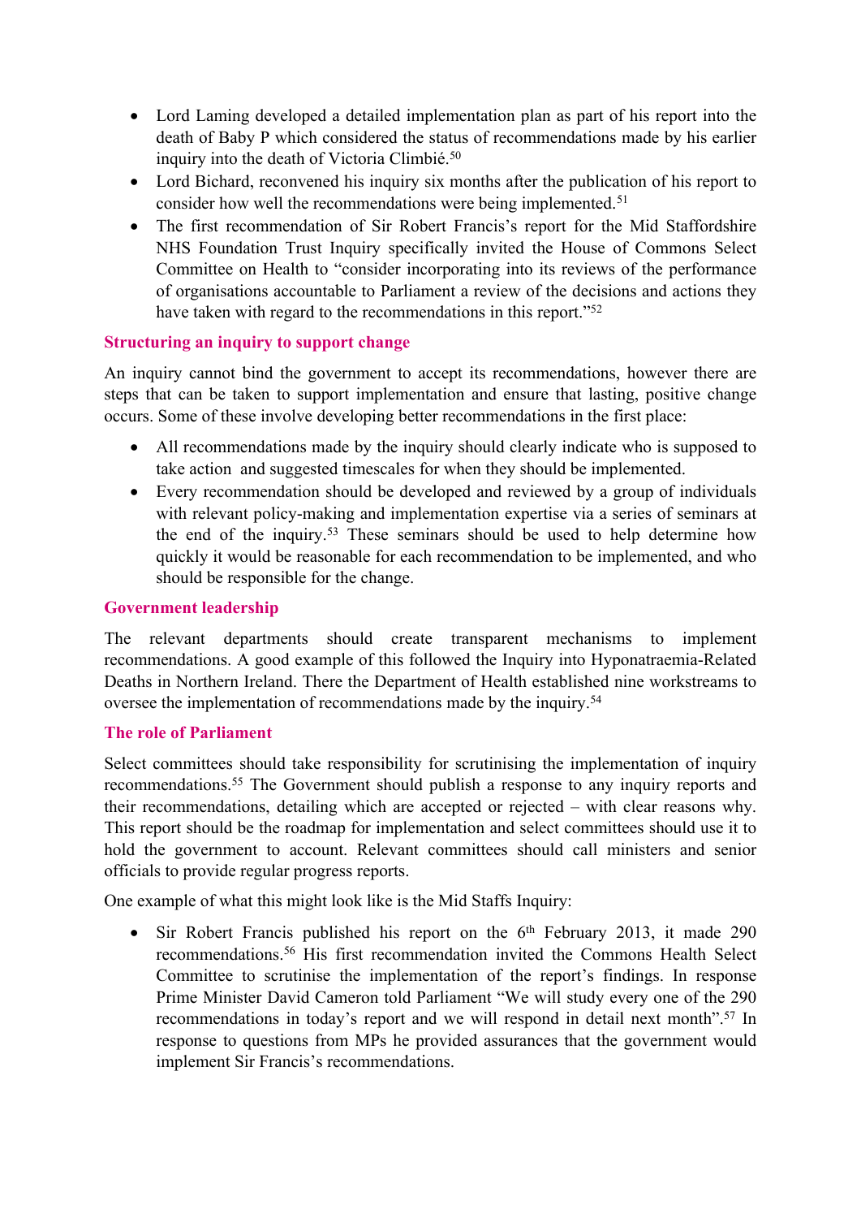- Lord Laming developed a detailed implementation plan as part of his report into the death of Baby P which considered the status of recommendations made by his earlier inquiry into the death of Victoria Climbié.[50]
- Lord Bichard, reconvened his inquiry six months after the publication of his report to consider how well the recommendations were being implemented.[51]
- The first recommendation of Sir Robert Francis's report for the Mid Staffordshire NHS Foundation Trust Inquiry specifically invited the House of Commons Select Committee on Health to "consider incorporating into its reviews of the performance of organisations accountable to Parliament a review of the decisions and actions they have taken with regard to the recommendations in this report."[52]

### Structuring an inquiry to support change

An inquiry cannot bind the government to accept its recommendations, however there are steps that can be taken to support implementation and ensure that lasting, positive change occurs. Some of these involve developing better recommendations in the first place:

- All recommendations made by the inquiry should clearly indicate who is supposed to take action and suggested timescales for when they should be implemented.
- Every recommendation should be developed and reviewed by a group of individuals with relevant policy-making and implementation expertise via a series of seminars at the end of the inquiry.[53] These seminars should be used to help determine how quickly it would be reasonable for each recommendation to be implemented, and who should be responsible for the change.

### Government leadership

The relevant departments should create transparent mechanisms to implement recommendations. A good example of this followed the Inquiry into Hyponatraemia-Related Deaths in Northern Ireland. There the Department of Health established nine workstreams to oversee the implementation of recommendations made by the inquiry.[54]

### The role of Parliament

Select committees should take responsibility for scrutinising the implementation of inquiry recommendations.[55] The Government should publish a response to any inquiry reports and their recommendations, detailing which are accepted or rejected – with clear reasons why. This report should be the roadmap for implementation and select committees should use it to hold the government to account. Relevant committees should call ministers and senior officials to provide regular progress reports.

One example of what this might look like is the Mid Staffs Inquiry:

- Sir Robert Francis published his report on the 6th February 2013, it made 290 recommendations.[56] His first recommendation invited the Commons Health Select Committee to scrutinise the implementation of the report's findings. In response Prime Minister David Cameron told Parliament "We will study every one of the 290 recommendations in today's report and we will respond in detail next month".[57] In response to questions from MPs he provided assurances that the government would implement Sir Francis's recommendations.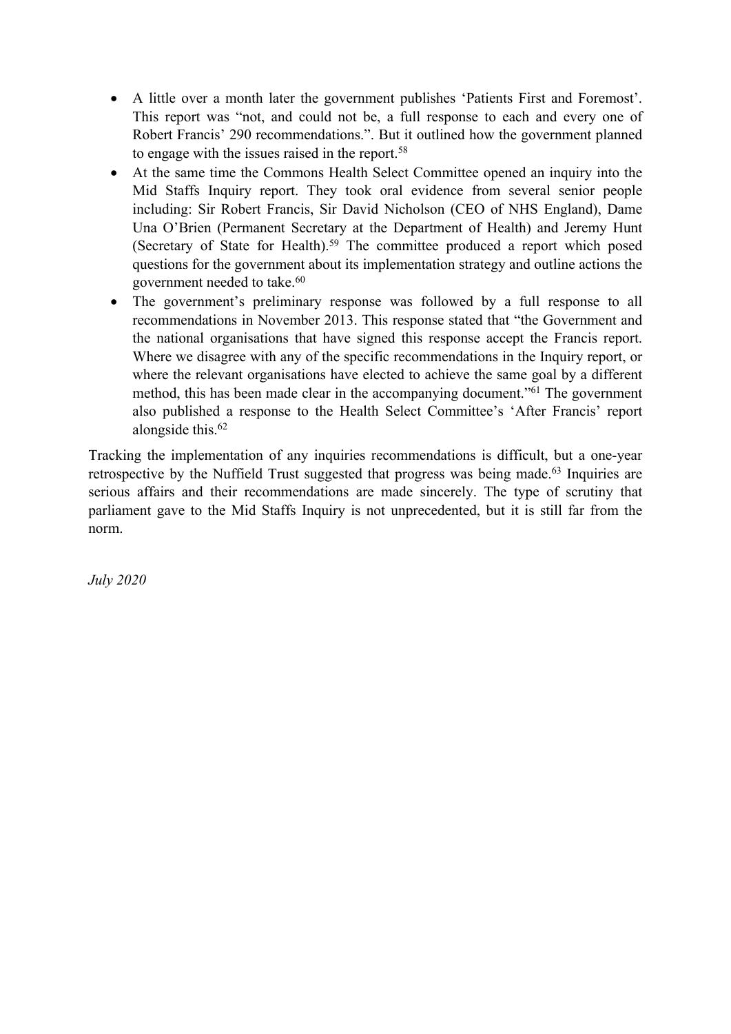- A little over a month later the government publishes 'Patients First and Foremost'. This report was "not, and could not be, a full response to each and every one of Robert Francis' 290 recommendations.". But it outlined how the government planned to engage with the issues raised in the report.[58]
- At the same time the Commons Health Select Committee opened an inquiry into the Mid Staffs Inquiry report. They took oral evidence from several senior people including: Sir Robert Francis, Sir David Nicholson (CEO of NHS England), Dame Una O'Brien (Permanent Secretary at the Department of Health) and Jeremy Hunt (Secretary of State for Health).[59] The committee produced a report which posed questions for the government about its implementation strategy and outline actions the government needed to take.[60]
- The government's preliminary response was followed by a full response to all recommendations in November 2013. This response stated that "the Government and the national organisations that have signed this response accept the Francis report. Where we disagree with any of the specific recommendations in the Inquiry report, or where the relevant organisations have elected to achieve the same goal by a different method, this has been made clear in the accompanying document."[61] The government also published a response to the Health Select Committee's 'After Francis' report alongside this.[62]

Tracking the implementation of any inquiries recommendations is difficult, but a one-year retrospective by the Nuffield Trust suggested that progress was being made.[63] Inquiries are serious affairs and their recommendations are made sincerely. The type of scrutiny that parliament gave to the Mid Staffs Inquiry is not unprecedented, but it is still far from the norm.

*July 2020*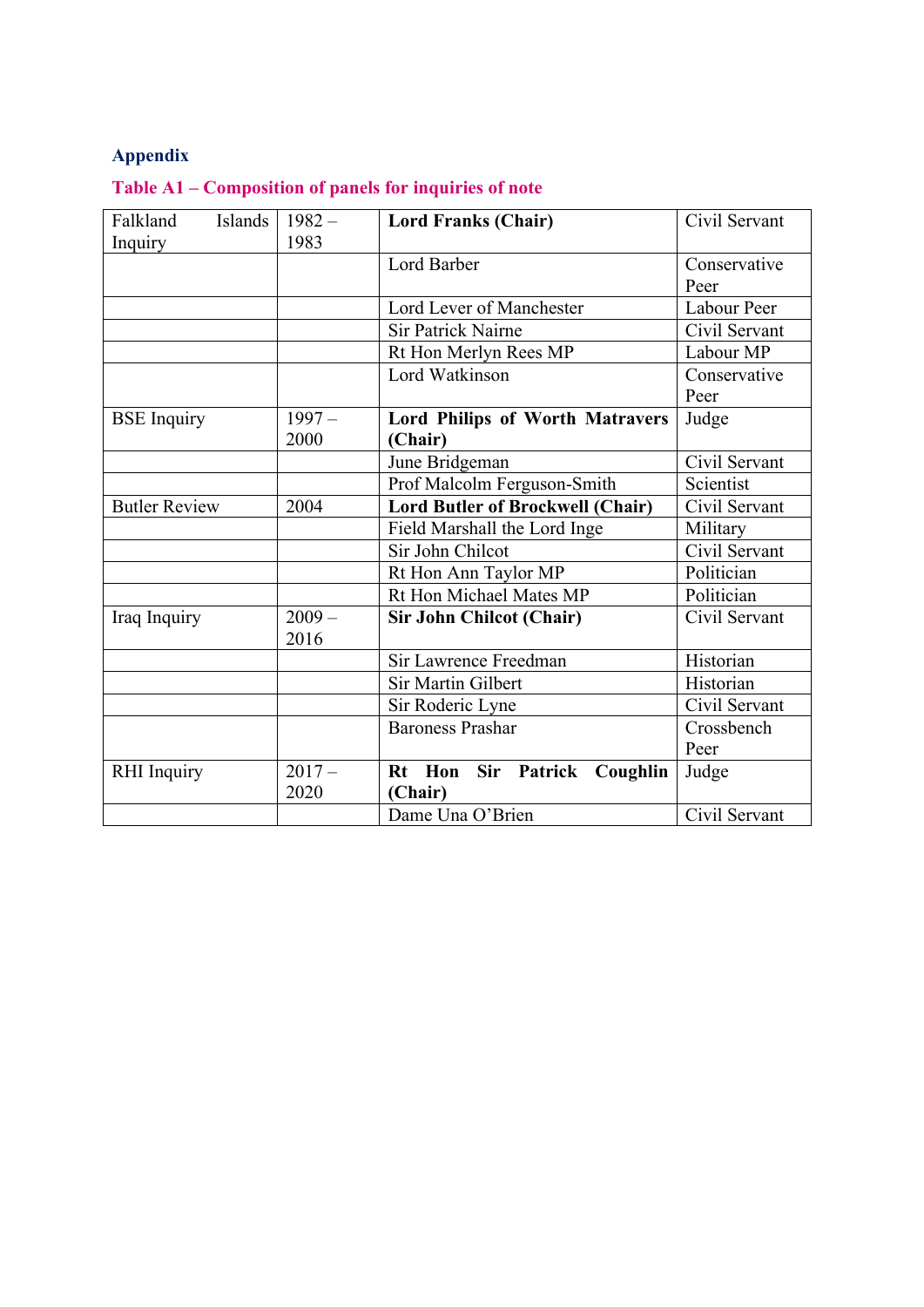## Appendix

### Table A1 – Composition of panels for inquiries of note

| | | | |
|---|---|---|---|
| Falkland Islands Inquiry | 1982 – 1983 | **Lord Franks (Chair)** | Civil Servant |
| | | Lord Barber | Conservative Peer |
| | | Lord Lever of Manchester | Labour Peer |
| | | Sir Patrick Nairne | Civil Servant |
| | | Rt Hon Merlyn Rees MP | Labour MP |
| | | Lord Watkinson | Conservative Peer |
| BSE Inquiry | 1997 – 2000 | **Lord Philips of Worth Matravers (Chair)** | Judge |
| | | June Bridgeman | Civil Servant |
| | | Prof Malcolm Ferguson-Smith | Scientist |
| Butler Review | 2004 | **Lord Butler of Brockwell (Chair)** | Civil Servant |
| | | Field Marshall the Lord Inge | Military |
| | | Sir John Chilcot | Civil Servant |
| | | Rt Hon Ann Taylor MP | Politician |
| | | Rt Hon Michael Mates MP | Politician |
| Iraq Inquiry | 2009 – 2016 | **Sir John Chilcot (Chair)** | Civil Servant |
| | | Sir Lawrence Freedman | Historian |
| | | Sir Martin Gilbert | Historian |
| | | Sir Roderic Lyne | Civil Servant |
| | | Baroness Prashar | Crossbench Peer |
| RHI Inquiry | 2017 – 2020 | **Rt Hon Sir Patrick Coughlin (Chair)** | Judge |
| | | Dame Una O'Brien | Civil Servant |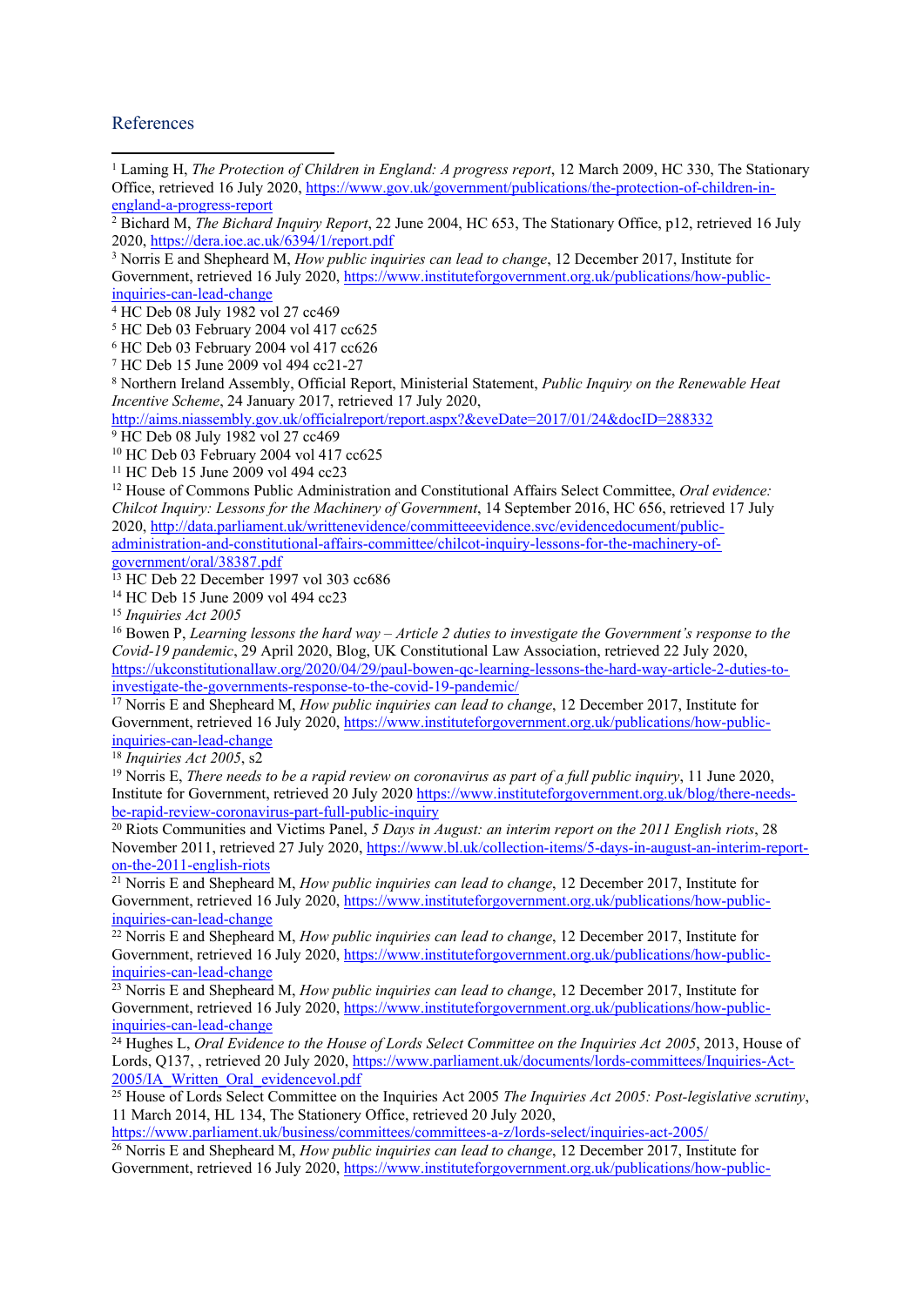## References

[1] Laming H, *The Protection of Children in England: A progress report*, 12 March 2009, HC 330, The Stationary Office, retrieved 16 July 2020, https://www.gov.uk/government/publications/the-protection-of-children-in-england-a-progress-report

[2] Bichard M, *The Bichard Inquiry Report*, 22 June 2004, HC 653, The Stationary Office, p12, retrieved 16 July 2020, https://dera.ioe.ac.uk/6394/1/report.pdf

[3] Norris E and Shepheard M, *How public inquiries can lead to change*, 12 December 2017, Institute for Government, retrieved 16 July 2020, https://www.instituteforgovernment.org.uk/publications/how-public-inquiries-can-lead-change

[4] HC Deb 08 July 1982 vol 27 cc469

[5] HC Deb 03 February 2004 vol 417 cc625

[6] HC Deb 03 February 2004 vol 417 cc626

[7] HC Deb 15 June 2009 vol 494 cc21-27

[8] Northern Ireland Assembly, Official Report, Ministerial Statement, *Public Inquiry on the Renewable Heat Incentive Scheme*, 24 January 2017, retrieved 17 July 2020, http://aims.niassembly.gov.uk/officialreport/report.aspx?&eveDate=2017/01/24&docID=288332

[9] HC Deb 08 July 1982 vol 27 cc469

[10] HC Deb 03 February 2004 vol 417 cc625

[11] HC Deb 15 June 2009 vol 494 cc23

[12] House of Commons Public Administration and Constitutional Affairs Select Committee, *Oral evidence: Chilcot Inquiry: Lessons for the Machinery of Government*, 14 September 2016, HC 656, retrieved 17 July 2020, http://data.parliament.uk/writtenevidence/committeeevidence.svc/evidencedocument/public-administration-and-constitutional-affairs-committee/chilcot-inquiry-lessons-for-the-machinery-of-government/oral/38387.pdf

[13] HC Deb 22 December 1997 vol 303 cc686

[14] HC Deb 15 June 2009 vol 494 cc23

[15] *Inquiries Act 2005*

[16] Bowen P, *Learning lessons the hard way – Article 2 duties to investigate the Government's response to the Covid-19 pandemic*, 29 April 2020, Blog, UK Constitutional Law Association, retrieved 22 July 2020, https://ukconstitutionallaw.org/2020/04/29/paul-bowen-qc-learning-lessons-the-hard-way-article-2-duties-to-investigate-the-governments-response-to-the-covid-19-pandemic/

[17] Norris E and Shepheard M, *How public inquiries can lead to change*, 12 December 2017, Institute for Government, retrieved 16 July 2020, https://www.instituteforgovernment.org.uk/publications/how-public-inquiries-can-lead-change

[18] *Inquiries Act 2005*, s2

[19] Norris E, *There needs to be a rapid review on coronavirus as part of a full public inquiry*, 11 June 2020, Institute for Government, retrieved 20 July 2020 https://www.instituteforgovernment.org.uk/blog/there-needs-be-rapid-review-coronavirus-part-full-public-inquiry

[20] Riots Communities and Victims Panel, *5 Days in August: an interim report on the 2011 English riots*, 28 November 2011, retrieved 27 July 2020, https://www.bl.uk/collection-items/5-days-in-august-an-interim-report-on-the-2011-english-riots

[21] Norris E and Shepheard M, *How public inquiries can lead to change*, 12 December 2017, Institute for Government, retrieved 16 July 2020, https://www.instituteforgovernment.org.uk/publications/how-public-inquiries-can-lead-change

[22] Norris E and Shepheard M, *How public inquiries can lead to change*, 12 December 2017, Institute for Government, retrieved 16 July 2020, https://www.instituteforgovernment.org.uk/publications/how-public-inquiries-can-lead-change

[23] Norris E and Shepheard M, *How public inquiries can lead to change*, 12 December 2017, Institute for Government, retrieved 16 July 2020, https://www.instituteforgovernment.org.uk/publications/how-public-inquiries-can-lead-change

[24] Hughes L, *Oral Evidence to the House of Lords Select Committee on the Inquiries Act 2005*, 2013, House of Lords, Q137, , retrieved 20 July 2020, https://www.parliament.uk/documents/lords-committees/Inquiries-Act-2005/IA_Written_Oral_evidencevol.pdf

[25] House of Lords Select Committee on the Inquiries Act 2005 *The Inquiries Act 2005: Post-legislative scrutiny*, 11 March 2014, HL 134, The Stationery Office, retrieved 20 July 2020, https://www.parliament.uk/business/committees/committees-a-z/lords-select/inquiries-act-2005/

[26] Norris E and Shepheard M, *How public inquiries can lead to change*, 12 December 2017, Institute for Government, retrieved 16 July 2020, https://www.instituteforgovernment.org.uk/publications/how-public-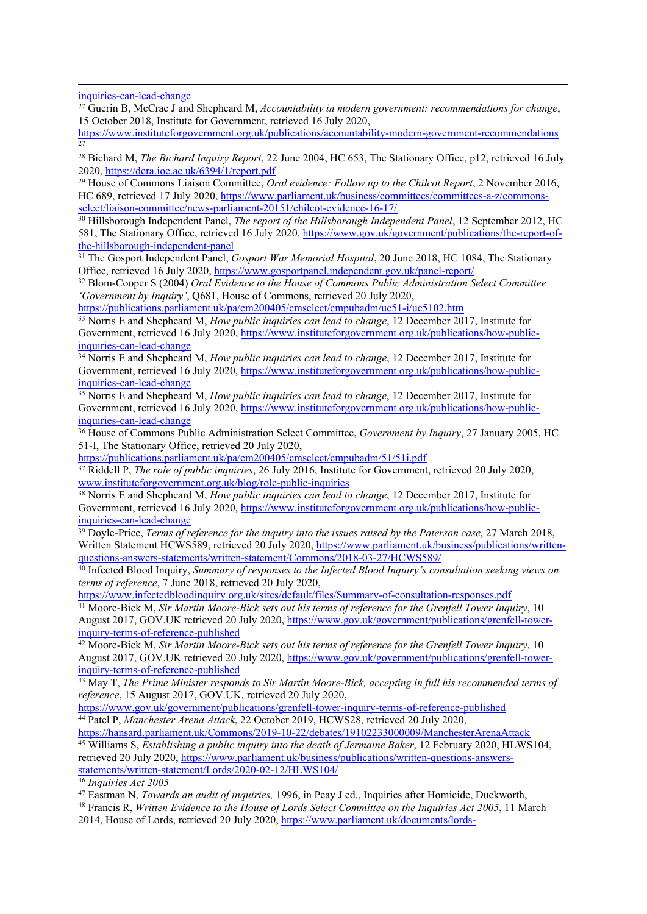inquiries-can-lead-change

[27] Guerin B, McCrae J and Shepheard M, *Accountability in modern government: recommendations for change*, 15 October 2018, Institute for Government, retrieved 16 July 2020, https://www.instituteforgovernment.org.uk/publications/accountability-modern-government-recommendations
[27]

[28] Bichard M, *The Bichard Inquiry Report*, 22 June 2004, HC 653, The Stationary Office, p12, retrieved 16 July 2020, https://dera.ioe.ac.uk/6394/1/report.pdf

[29] House of Commons Liaison Committee, *Oral evidence: Follow up to the Chilcot Report*, 2 November 2016, HC 689, retrieved 17 July 2020, https://www.parliament.uk/business/committees/committees-a-z/commons-select/liaison-committee/news-parliament-20151/chilcot-evidence-16-17/

[30] Hillsborough Independent Panel, *The report of the Hillsborough Independent Panel*, 12 September 2012, HC 581, The Stationary Office, retrieved 16 July 2020, https://www.gov.uk/government/publications/the-report-of-the-hillsborough-independent-panel

[31] The Gosport Independent Panel, *Gosport War Memorial Hospital*, 20 June 2018, HC 1084, The Stationary Office, retrieved 16 July 2020, https://www.gosportpanel.independent.gov.uk/panel-report/

[32] Blom-Cooper S (2004) *Oral Evidence to the House of Commons Public Administration Select Committee 'Government by Inquiry'*, Q681, House of Commons, retrieved 20 July 2020, https://publications.parliament.uk/pa/cm200405/cmselect/cmpubadm/uc51-i/uc5102.htm

[33] Norris E and Shepheard M, *How public inquiries can lead to change*, 12 December 2017, Institute for Government, retrieved 16 July 2020, https://www.instituteforgovernment.org.uk/publications/how-public-inquiries-can-lead-change

[34] Norris E and Shepheard M, *How public inquiries can lead to change*, 12 December 2017, Institute for Government, retrieved 16 July 2020, https://www.instituteforgovernment.org.uk/publications/how-public-inquiries-can-lead-change

[35] Norris E and Shepheard M, *How public inquiries can lead to change*, 12 December 2017, Institute for Government, retrieved 16 July 2020, https://www.instituteforgovernment.org.uk/publications/how-public-inquiries-can-lead-change

[36] House of Commons Public Administration Select Committee, *Government by Inquiry*, 27 January 2005, HC 51-I, The Stationary Office, retrieved 20 July 2020, https://publications.parliament.uk/pa/cm200405/cmselect/cmpubadm/51/51i.pdf

[37] Riddell P, *The role of public inquiries*, 26 July 2016, Institute for Government, retrieved 20 July 2020, www.instituteforgovernment.org.uk/blog/role-public-inquiries

[38] Norris E and Shepheard M, *How public inquiries can lead to change*, 12 December 2017, Institute for Government, retrieved 16 July 2020, https://www.instituteforgovernment.org.uk/publications/how-public-inquiries-can-lead-change

[39] Doyle-Price, *Terms of reference for the inquiry into the issues raised by the Paterson case*, 27 March 2018, Written Statement HCWS589, retrieved 20 July 2020, https://www.parliament.uk/business/publications/written-questions-answers-statements/written-statement/Commons/2018-03-27/HCWS589/

[40] Infected Blood Inquiry, *Summary of responses to the Infected Blood Inquiry's consultation seeking views on terms of reference*, 7 June 2018, retrieved 20 July 2020, https://www.infectedbloodinquiry.org.uk/sites/default/files/Summary-of-consultation-responses.pdf

[41] Moore-Bick M, *Sir Martin Moore-Bick sets out his terms of reference for the Grenfell Tower Inquiry*, 10 August 2017, GOV.UK retrieved 20 July 2020, https://www.gov.uk/government/publications/grenfell-tower-inquiry-terms-of-reference-published

[42] Moore-Bick M, *Sir Martin Moore-Bick sets out his terms of reference for the Grenfell Tower Inquiry*, 10 August 2017, GOV.UK retrieved 20 July 2020, https://www.gov.uk/government/publications/grenfell-tower-inquiry-terms-of-reference-published

[43] May T, *The Prime Minister responds to Sir Martin Moore-Bick, accepting in full his recommended terms of reference*, 15 August 2017, GOV.UK, retrieved 20 July 2020, https://www.gov.uk/government/publications/grenfell-tower-inquiry-terms-of-reference-published

[44] Patel P, *Manchester Arena Attack*, 22 October 2019, HCWS28, retrieved 20 July 2020, https://hansard.parliament.uk/Commons/2019-10-22/debates/19102233000009/ManchesterArenaAttack

[45] Williams S, *Establishing a public inquiry into the death of Jermaine Baker*, 12 February 2020, HLWS104, retrieved 20 July 2020, https://www.parliament.uk/business/publications/written-questions-answers-statements/written-statement/Lords/2020-02-12/HLWS104/

[46] *Inquiries Act 2005*

[47] Eastman N, *Towards an audit of inquiries,* 1996, in Peay J ed., Inquiries after Homicide, Duckworth,

[48] Francis R, *Written Evidence to the House of Lords Select Committee on the Inquiries Act 2005*, 11 March 2014, House of Lords, retrieved 20 July 2020, https://www.parliament.uk/documents/lords-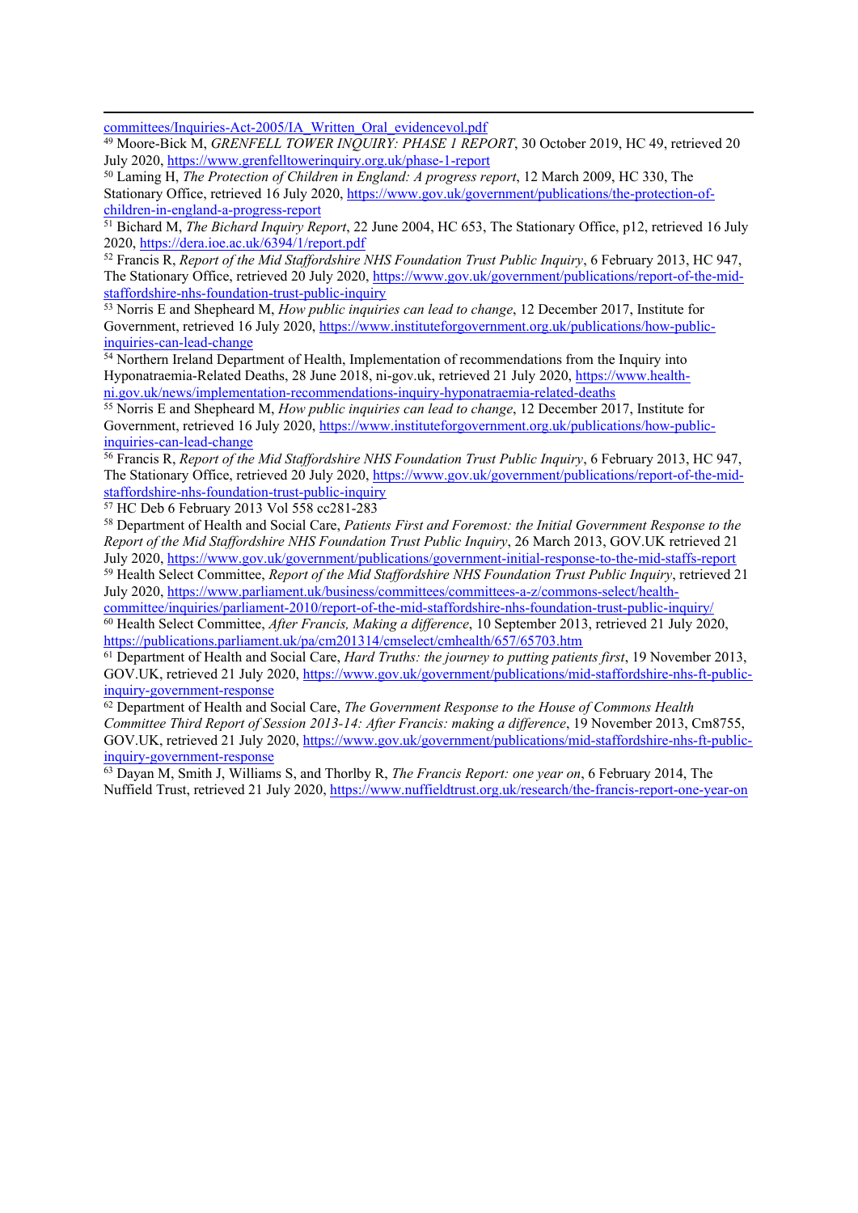committees/Inquiries-Act-2005/IA_Written_Oral_evidencevol.pdf

[49] Moore-Bick M, *GRENFELL TOWER INQUIRY: PHASE 1 REPORT*, 30 October 2019, HC 49, retrieved 20 July 2020, https://www.grenfelltowerinquiry.org.uk/phase-1-report

[50] Laming H, *The Protection of Children in England: A progress report*, 12 March 2009, HC 330, The Stationary Office, retrieved 16 July 2020, https://www.gov.uk/government/publications/the-protection-of-children-in-england-a-progress-report

[51] Bichard M, *The Bichard Inquiry Report*, 22 June 2004, HC 653, The Stationary Office, p12, retrieved 16 July 2020, https://dera.ioe.ac.uk/6394/1/report.pdf

[52] Francis R, *Report of the Mid Staffordshire NHS Foundation Trust Public Inquiry*, 6 February 2013, HC 947, The Stationary Office, retrieved 20 July 2020, https://www.gov.uk/government/publications/report-of-the-mid-staffordshire-nhs-foundation-trust-public-inquiry

[53] Norris E and Shepheard M, *How public inquiries can lead to change*, 12 December 2017, Institute for Government, retrieved 16 July 2020, https://www.instituteforgovernment.org.uk/publications/how-public-inquiries-can-lead-change

[54] Northern Ireland Department of Health, Implementation of recommendations from the Inquiry into Hyponatraemia-Related Deaths, 28 June 2018, ni-gov.uk, retrieved 21 July 2020, https://www.health-ni.gov.uk/news/implementation-recommendations-inquiry-hyponatraemia-related-deaths

[55] Norris E and Shepheard M, *How public inquiries can lead to change*, 12 December 2017, Institute for Government, retrieved 16 July 2020, https://www.instituteforgovernment.org.uk/publications/how-public-inquiries-can-lead-change

[56] Francis R, *Report of the Mid Staffordshire NHS Foundation Trust Public Inquiry*, 6 February 2013, HC 947, The Stationary Office, retrieved 20 July 2020, https://www.gov.uk/government/publications/report-of-the-mid-staffordshire-nhs-foundation-trust-public-inquiry

[57] HC Deb 6 February 2013 Vol 558 cc281-283

[58] Department of Health and Social Care, *Patients First and Foremost: the Initial Government Response to the Report of the Mid Staffordshire NHS Foundation Trust Public Inquiry*, 26 March 2013, GOV.UK retrieved 21 July 2020, https://www.gov.uk/government/publications/government-initial-response-to-the-mid-staffs-report

[59] Health Select Committee, *Report of the Mid Staffordshire NHS Foundation Trust Public Inquiry*, retrieved 21 July 2020, https://www.parliament.uk/business/committees/committees-a-z/commons-select/health-committee/inquiries/parliament-2010/report-of-the-mid-staffordshire-nhs-foundation-trust-public-inquiry/

[60] Health Select Committee, *After Francis, Making a difference*, 10 September 2013, retrieved 21 July 2020, https://publications.parliament.uk/pa/cm201314/cmselect/cmhealth/657/65703.htm

[61] Department of Health and Social Care, *Hard Truths: the journey to putting patients first*, 19 November 2013, GOV.UK, retrieved 21 July 2020, https://www.gov.uk/government/publications/mid-staffordshire-nhs-ft-public-inquiry-government-response

[62] Department of Health and Social Care, *The Government Response to the House of Commons Health Committee Third Report of Session 2013-14: After Francis: making a difference*, 19 November 2013, Cm8755, GOV.UK, retrieved 21 July 2020, https://www.gov.uk/government/publications/mid-staffordshire-nhs-ft-public-inquiry-government-response

[63] Dayan M, Smith J, Williams S, and Thorlby R, *The Francis Report: one year on*, 6 February 2014, The Nuffield Trust, retrieved 21 July 2020, https://www.nuffieldtrust.org.uk/research/the-francis-report-one-year-on